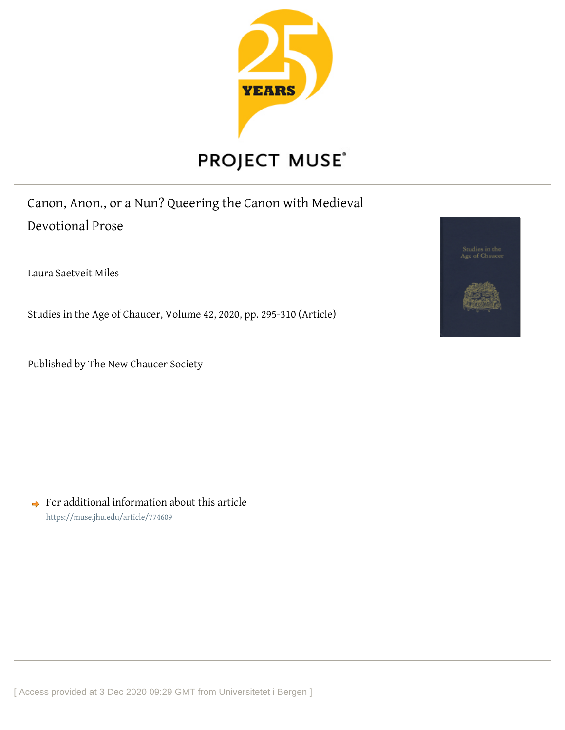PROJECT MUSE

# Canon, Anon., or a Nun? Queering the Canon with Medieval Devotional Prose

Laura Saetveit Miles

Studies in the Age of Chaucer, Volume 42, 2020, pp. 295-310 (Article)

Published by The New Chaucer Society

For additional information about this article
https://muse.jhu.edu/article/774609

[ Access provided at 3 Dec 2020 09:29 GMT from Universitetet i Bergen ]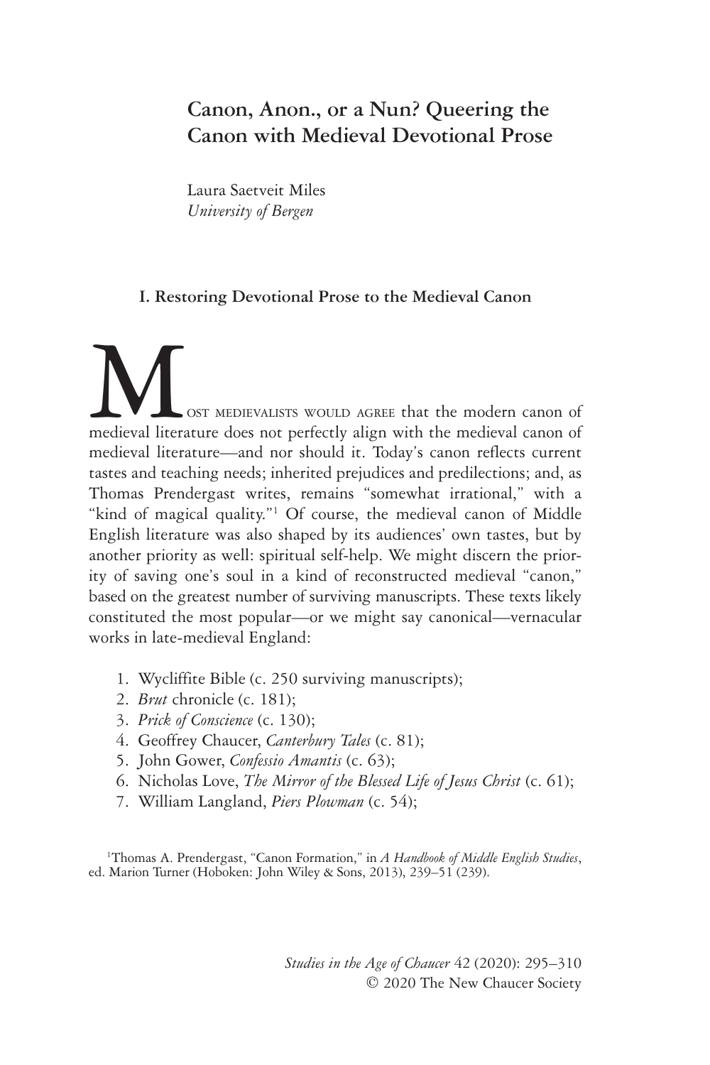# Canon, Anon., or a Nun? Queering the Canon with Medieval Devotional Prose

Laura Saetveit Miles
*University of Bergen*

## I. Restoring Devotional Prose to the Medieval Canon

Most medievalists would agree that the modern canon of medieval literature does not perfectly align with the medieval canon of medieval literature—and nor should it. Today's canon reflects current tastes and teaching needs; inherited prejudices and predilections; and, as Thomas Prendergast writes, remains "somewhat irrational," with a "kind of magical quality."[1] Of course, the medieval canon of Middle English literature was also shaped by its audiences' own tastes, but by another priority as well: spiritual self-help. We might discern the priority of saving one's soul in a kind of reconstructed medieval "canon," based on the greatest number of surviving manuscripts. These texts likely constituted the most popular—or we might say canonical—vernacular works in late-medieval England:

1. Wycliffite Bible (c. 250 surviving manuscripts);
2. *Brut* chronicle (c. 181);
3. *Prick of Conscience* (c. 130);
4. Geoffrey Chaucer, *Canterbury Tales* (c. 81);
5. John Gower, *Confessio Amantis* (c. 63);
6. Nicholas Love, *The Mirror of the Blessed Life of Jesus Christ* (c. 61);
7. William Langland, *Piers Plowman* (c. 54);

[1] Thomas A. Prendergast, "Canon Formation," in *A Handbook of Middle English Studies*, ed. Marion Turner (Hoboken: John Wiley & Sons, 2013), 239–51 (239).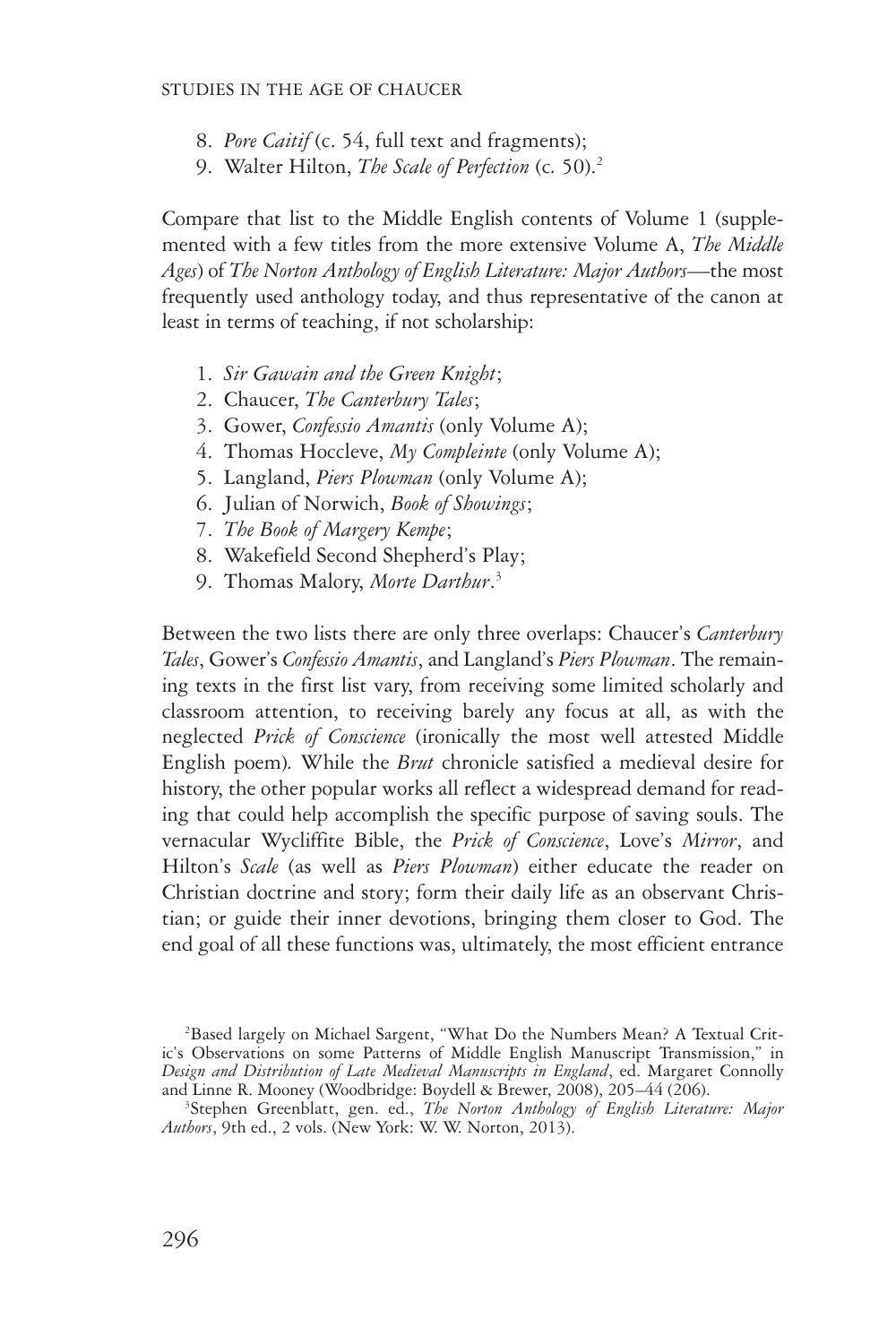8. *Pore Caitif* (c. 54, full text and fragments);
9. Walter Hilton, *The Scale of Perfection* (c. 50).[2]

Compare that list to the Middle English contents of Volume 1 (supplemented with a few titles from the more extensive Volume A, *The Middle Ages*) of *The Norton Anthology of English Literature: Major Authors*—the most frequently used anthology today, and thus representative of the canon at least in terms of teaching, if not scholarship:

1. *Sir Gawain and the Green Knight*;
2. Chaucer, *The Canterbury Tales*;
3. Gower, *Confessio Amantis* (only Volume A);
4. Thomas Hoccleve, *My Compleinte* (only Volume A);
5. Langland, *Piers Plowman* (only Volume A);
6. Julian of Norwich, *Book of Showings*;
7. *The Book of Margery Kempe*;
8. Wakefield Second Shepherd's Play;
9. Thomas Malory, *Morte Darthur*.[3]

Between the two lists there are only three overlaps: Chaucer's *Canterbury Tales*, Gower's *Confessio Amantis*, and Langland's *Piers Plowman*. The remaining texts in the first list vary, from receiving some limited scholarly and classroom attention, to receiving barely any focus at all, as with the neglected *Prick of Conscience* (ironically the most well attested Middle English poem). While the *Brut* chronicle satisfied a medieval desire for history, the other popular works all reflect a widespread demand for reading that could help accomplish the specific purpose of saving souls. The vernacular Wycliffite Bible, the *Prick of Conscience*, Love's *Mirror*, and Hilton's *Scale* (as well as *Piers Plowman*) either educate the reader on Christian doctrine and story; form their daily life as an observant Christian; or guide their inner devotions, bringing them closer to God. The end goal of all these functions was, ultimately, the most efficient entrance

[2]Based largely on Michael Sargent, "What Do the Numbers Mean? A Textual Critic's Observations on some Patterns of Middle English Manuscript Transmission," in *Design and Distribution of Late Medieval Manuscripts in England*, ed. Margaret Connolly and Linne R. Mooney (Woodbridge: Boydell & Brewer, 2008), 205–44 (206).

[3]Stephen Greenblatt, gen. ed., *The Norton Anthology of English Literature: Major Authors*, 9th ed., 2 vols. (New York: W. W. Norton, 2013).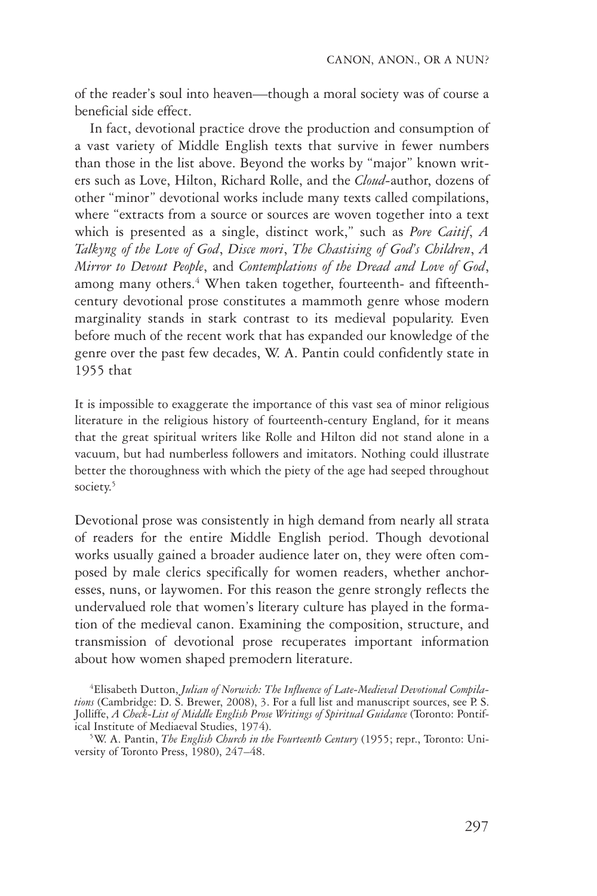of the reader's soul into heaven—though a moral society was of course a beneficial side effect.

In fact, devotional practice drove the production and consumption of a vast variety of Middle English texts that survive in fewer numbers than those in the list above. Beyond the works by "major" known writers such as Love, Hilton, Richard Rolle, and the *Cloud*-author, dozens of other "minor" devotional works include many texts called compilations, where "extracts from a source or sources are woven together into a text which is presented as a single, distinct work," such as *Pore Caitif*, *A Talkyng of the Love of God*, *Disce mori*, *The Chastising of God's Children*, *A Mirror to Devout People*, and *Contemplations of the Dread and Love of God*, among many others.[4] When taken together, fourteenth- and fifteenth-century devotional prose constitutes a mammoth genre whose modern marginality stands in stark contrast to its medieval popularity. Even before much of the recent work that has expanded our knowledge of the genre over the past few decades, W. A. Pantin could confidently state in 1955 that

> It is impossible to exaggerate the importance of this vast sea of minor religious literature in the religious history of fourteenth-century England, for it means that the great spiritual writers like Rolle and Hilton did not stand alone in a vacuum, but had numberless followers and imitators. Nothing could illustrate better the thoroughness with which the piety of the age had seeped throughout society.[5]

Devotional prose was consistently in high demand from nearly all strata of readers for the entire Middle English period. Though devotional works usually gained a broader audience later on, they were often composed by male clerics specifically for women readers, whether anchoresses, nuns, or laywomen. For this reason the genre strongly reflects the undervalued role that women's literary culture has played in the formation of the medieval canon. Examining the composition, structure, and transmission of devotional prose recuperates important information about how women shaped premodern literature.

[4] Elisabeth Dutton, *Julian of Norwich: The Influence of Late-Medieval Devotional Compilations* (Cambridge: D. S. Brewer, 2008), 3. For a full list and manuscript sources, see P. S. Jolliffe, *A Check-List of Middle English Prose Writings of Spiritual Guidance* (Toronto: Pontifical Institute of Mediaeval Studies, 1974).

[5] W. A. Pantin, *The English Church in the Fourteenth Century* (1955; repr., Toronto: University of Toronto Press, 1980), 247–48.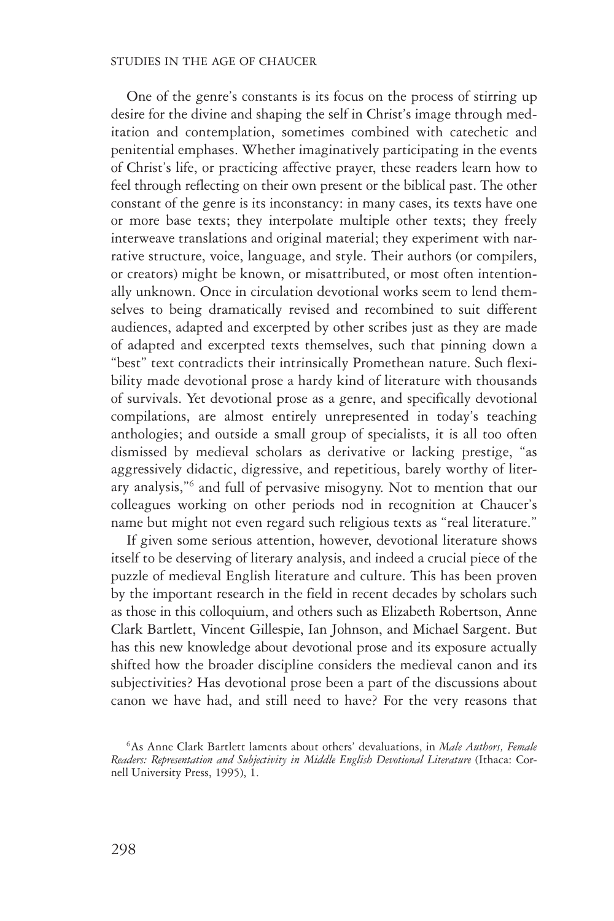One of the genre's constants is its focus on the process of stirring up desire for the divine and shaping the self in Christ's image through meditation and contemplation, sometimes combined with catechetic and penitential emphases. Whether imaginatively participating in the events of Christ's life, or practicing affective prayer, these readers learn how to feel through reflecting on their own present or the biblical past. The other constant of the genre is its inconstancy: in many cases, its texts have one or more base texts; they interpolate multiple other texts; they freely interweave translations and original material; they experiment with narrative structure, voice, language, and style. Their authors (or compilers, or creators) might be known, or misattributed, or most often intentionally unknown. Once in circulation devotional works seem to lend themselves to being dramatically revised and recombined to suit different audiences, adapted and excerpted by other scribes just as they are made of adapted and excerpted texts themselves, such that pinning down a "best" text contradicts their intrinsically Promethean nature. Such flexibility made devotional prose a hardy kind of literature with thousands of survivals. Yet devotional prose as a genre, and specifically devotional compilations, are almost entirely unrepresented in today's teaching anthologies; and outside a small group of specialists, it is all too often dismissed by medieval scholars as derivative or lacking prestige, "as aggressively didactic, digressive, and repetitious, barely worthy of literary analysis,"[6] and full of pervasive misogyny. Not to mention that our colleagues working on other periods nod in recognition at Chaucer's name but might not even regard such religious texts as "real literature."

If given some serious attention, however, devotional literature shows itself to be deserving of literary analysis, and indeed a crucial piece of the puzzle of medieval English literature and culture. This has been proven by the important research in the field in recent decades by scholars such as those in this colloquium, and others such as Elizabeth Robertson, Anne Clark Bartlett, Vincent Gillespie, Ian Johnson, and Michael Sargent. But has this new knowledge about devotional prose and its exposure actually shifted how the broader discipline considers the medieval canon and its subjectivities? Has devotional prose been a part of the discussions about canon we have had, and still need to have? For the very reasons that

[6]As Anne Clark Bartlett laments about others' devaluations, in *Male Authors, Female Readers: Representation and Subjectivity in Middle English Devotional Literature* (Ithaca: Cornell University Press, 1995), 1.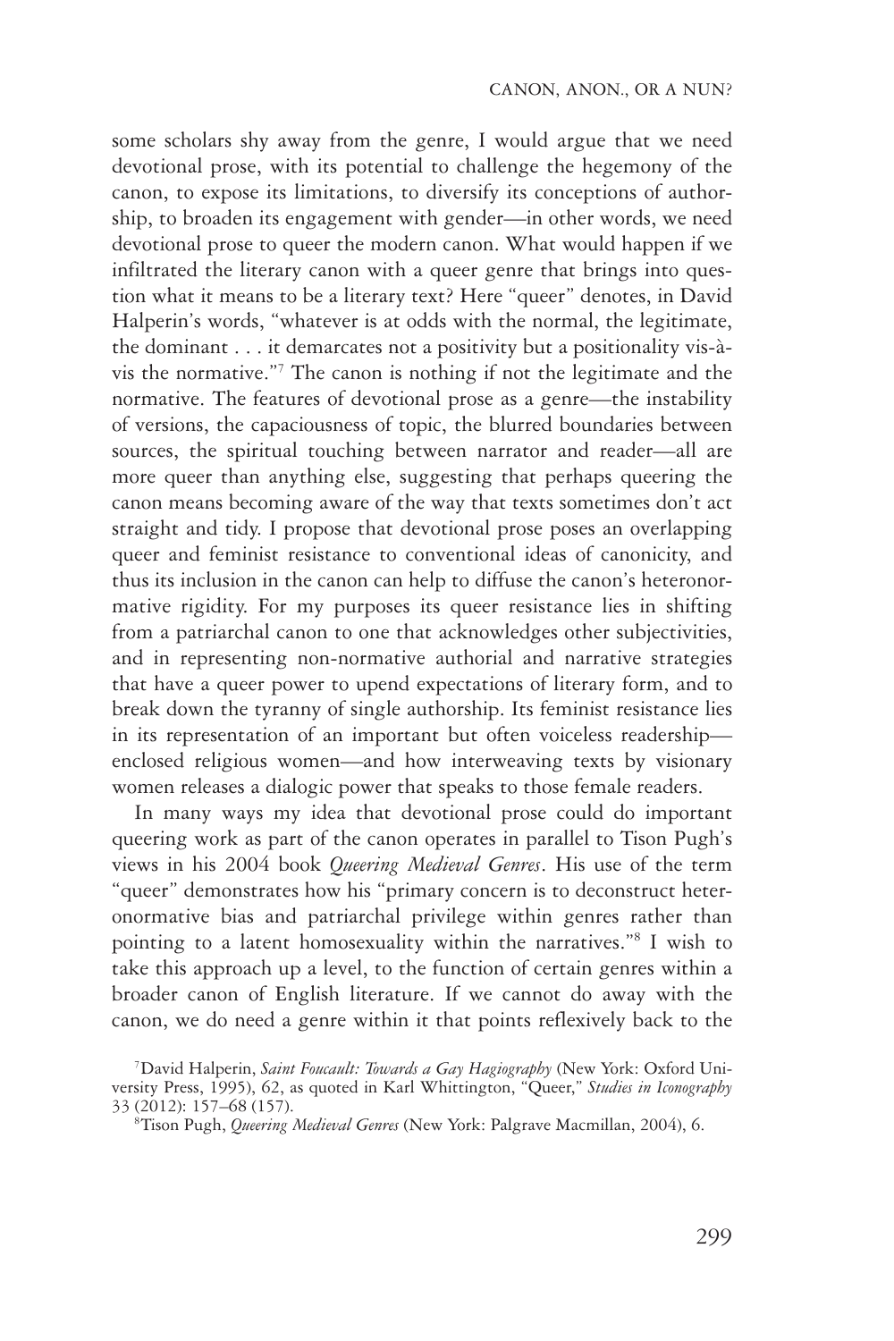some scholars shy away from the genre, I would argue that we need devotional prose, with its potential to challenge the hegemony of the canon, to expose its limitations, to diversify its conceptions of authorship, to broaden its engagement with gender—in other words, we need devotional prose to queer the modern canon. What would happen if we infiltrated the literary canon with a queer genre that brings into question what it means to be a literary text? Here "queer" denotes, in David Halperin's words, "whatever is at odds with the normal, the legitimate, the dominant . . . it demarcates not a positivity but a positionality vis-à-vis the normative."[7] The canon is nothing if not the legitimate and the normative. The features of devotional prose as a genre—the instability of versions, the capaciousness of topic, the blurred boundaries between sources, the spiritual touching between narrator and reader—all are more queer than anything else, suggesting that perhaps queering the canon means becoming aware of the way that texts sometimes don't act straight and tidy. I propose that devotional prose poses an overlapping queer and feminist resistance to conventional ideas of canonicity, and thus its inclusion in the canon can help to diffuse the canon's heteronormative rigidity. For my purposes its queer resistance lies in shifting from a patriarchal canon to one that acknowledges other subjectivities, and in representing non-normative authorial and narrative strategies that have a queer power to upend expectations of literary form, and to break down the tyranny of single authorship. Its feminist resistance lies in its representation of an important but often voiceless readership—enclosed religious women—and how interweaving texts by visionary women releases a dialogic power that speaks to those female readers.

In many ways my idea that devotional prose could do important queering work as part of the canon operates in parallel to Tison Pugh's views in his 2004 book *Queering Medieval Genres*. His use of the term "queer" demonstrates how his "primary concern is to deconstruct heteronormative bias and patriarchal privilege within genres rather than pointing to a latent homosexuality within the narratives."[8] I wish to take this approach up a level, to the function of certain genres within a broader canon of English literature. If we cannot do away with the canon, we do need a genre within it that points reflexively back to the

[7] David Halperin, *Saint Foucault: Towards a Gay Hagiography* (New York: Oxford University Press, 1995), 62, as quoted in Karl Whittington, "Queer," *Studies in Iconography* 33 (2012): 157–68 (157).

[8] Tison Pugh, *Queering Medieval Genres* (New York: Palgrave Macmillan, 2004), 6.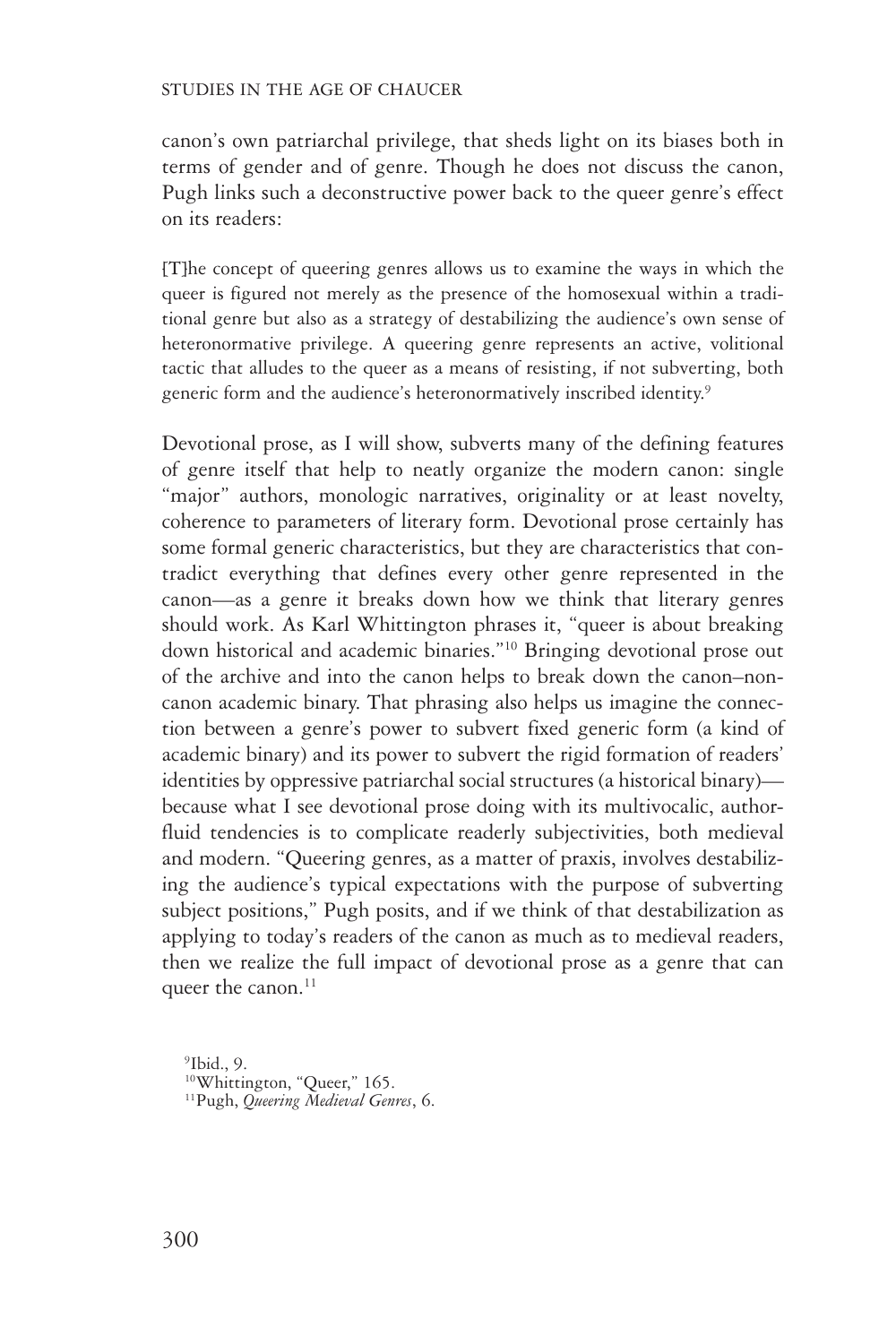canon's own patriarchal privilege, that sheds light on its biases both in terms of gender and of genre. Though he does not discuss the canon, Pugh links such a deconstructive power back to the queer genre's effect on its readers:

> [T]he concept of queering genres allows us to examine the ways in which the queer is figured not merely as the presence of the homosexual within a traditional genre but also as a strategy of destabilizing the audience's own sense of heteronormative privilege. A queering genre represents an active, volitional tactic that alludes to the queer as a means of resisting, if not subverting, both generic form and the audience's heteronormatively inscribed identity.[9]

Devotional prose, as I will show, subverts many of the defining features of genre itself that help to neatly organize the modern canon: single "major" authors, monologic narratives, originality or at least novelty, coherence to parameters of literary form. Devotional prose certainly has some formal generic characteristics, but they are characteristics that contradict everything that defines every other genre represented in the canon—as a genre it breaks down how we think that literary genres should work. As Karl Whittington phrases it, "queer is about breaking down historical and academic binaries."[10] Bringing devotional prose out of the archive and into the canon helps to break down the canon–noncanon academic binary. That phrasing also helps us imagine the connection between a genre's power to subvert fixed generic form (a kind of academic binary) and its power to subvert the rigid formation of readers' identities by oppressive patriarchal social structures (a historical binary)—because what I see devotional prose doing with its multivocalic, author-fluid tendencies is to complicate readerly subjectivities, both medieval and modern. "Queering genres, as a matter of praxis, involves destabilizing the audience's typical expectations with the purpose of subverting subject positions," Pugh posits, and if we think of that destabilization as applying to today's readers of the canon as much as to medieval readers, then we realize the full impact of devotional prose as a genre that can queer the canon.[11]

[9] Ibid., 9.
[10] Whittington, "Queer," 165.
[11] Pugh, *Queering Medieval Genres*, 6.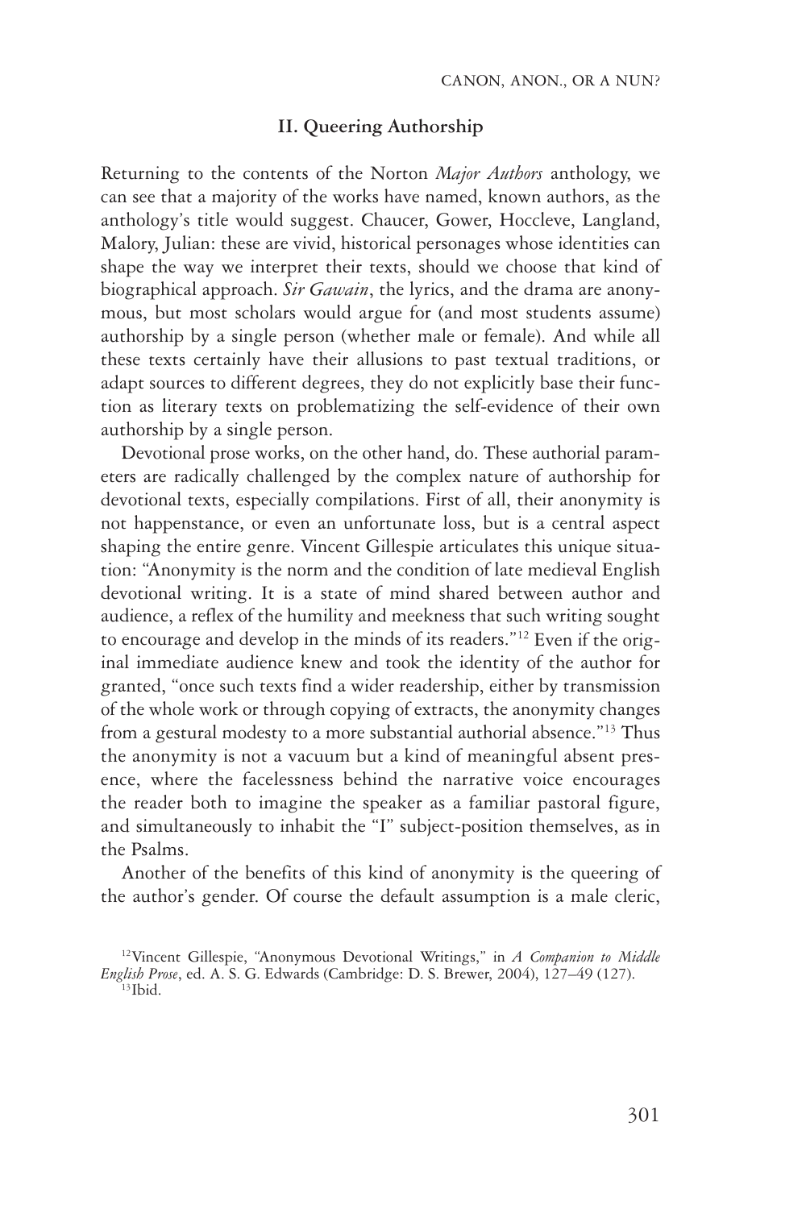## II. Queering Authorship

Returning to the contents of the Norton *Major Authors* anthology, we can see that a majority of the works have named, known authors, as the anthology's title would suggest. Chaucer, Gower, Hoccleve, Langland, Malory, Julian: these are vivid, historical personages whose identities can shape the way we interpret their texts, should we choose that kind of biographical approach. *Sir Gawain*, the lyrics, and the drama are anonymous, but most scholars would argue for (and most students assume) authorship by a single person (whether male or female). And while all these texts certainly have their allusions to past textual traditions, or adapt sources to different degrees, they do not explicitly base their function as literary texts on problematizing the self-evidence of their own authorship by a single person.

Devotional prose works, on the other hand, do. These authorial parameters are radically challenged by the complex nature of authorship for devotional texts, especially compilations. First of all, their anonymity is not happenstance, or even an unfortunate loss, but is a central aspect shaping the entire genre. Vincent Gillespie articulates this unique situation: "Anonymity is the norm and the condition of late medieval English devotional writing. It is a state of mind shared between author and audience, a reflex of the humility and meekness that such writing sought to encourage and develop in the minds of its readers."[12] Even if the original immediate audience knew and took the identity of the author for granted, "once such texts find a wider readership, either by transmission of the whole work or through copying of extracts, the anonymity changes from a gestural modesty to a more substantial authorial absence."[13] Thus the anonymity is not a vacuum but a kind of meaningful absent presence, where the facelessness behind the narrative voice encourages the reader both to imagine the speaker as a familiar pastoral figure, and simultaneously to inhabit the "I" subject-position themselves, as in the Psalms.

Another of the benefits of this kind of anonymity is the queering of the author's gender. Of course the default assumption is a male cleric,

[12] Vincent Gillespie, "Anonymous Devotional Writings," in *A Companion to Middle English Prose*, ed. A. S. G. Edwards (Cambridge: D. S. Brewer, 2004), 127–49 (127).

[13] Ibid.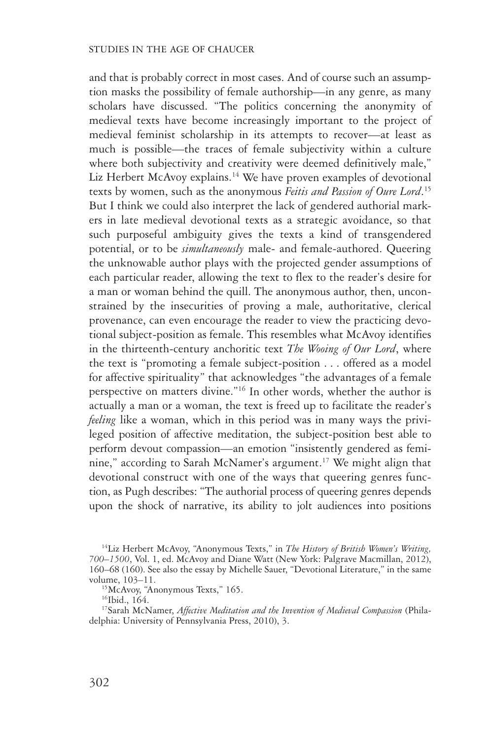and that is probably correct in most cases. And of course such an assumption masks the possibility of female authorship—in any genre, as many scholars have discussed. "The politics concerning the anonymity of medieval texts have become increasingly important to the project of medieval feminist scholarship in its attempts to recover—at least as much is possible—the traces of female subjectivity within a culture where both subjectivity and creativity were deemed definitively male," Liz Herbert McAvoy explains.[14] We have proven examples of devotional texts by women, such as the anonymous *Feitis and Passion of Oure Lord*.[15] But I think we could also interpret the lack of gendered authorial markers in late medieval devotional texts as a strategic avoidance, so that such purposeful ambiguity gives the texts a kind of transgendered potential, or to be *simultaneously* male- and female-authored. Queering the unknowable author plays with the projected gender assumptions of each particular reader, allowing the text to flex to the reader's desire for a man or woman behind the quill. The anonymous author, then, unconstrained by the insecurities of proving a male, authoritative, clerical provenance, can even encourage the reader to view the practicing devotional subject-position as female. This resembles what McAvoy identifies in the thirteenth-century anchoritic text *The Wooing of Our Lord*, where the text is "promoting a female subject-position . . . offered as a model for affective spirituality" that acknowledges "the advantages of a female perspective on matters divine."[16] In other words, whether the author is actually a man or a woman, the text is freed up to facilitate the reader's *feeling* like a woman, which in this period was in many ways the privileged position of affective meditation, the subject-position best able to perform devout compassion—an emotion "insistently gendered as feminine," according to Sarah McNamer's argument.[17] We might align that devotional construct with one of the ways that queering genres function, as Pugh describes: "The authorial process of queering genres depends upon the shock of narrative, its ability to jolt audiences into positions

[14] Liz Herbert McAvoy, "Anonymous Texts," in *The History of British Women's Writing, 700–1500*, Vol. 1, ed. McAvoy and Diane Watt (New York: Palgrave Macmillan, 2012), 160–68 (160). See also the essay by Michelle Sauer, "Devotional Literature," in the same volume, 103–11.

[15] McAvoy, "Anonymous Texts," 165.

[16] Ibid., 164.

[17] Sarah McNamer, *Affective Meditation and the Invention of Medieval Compassion* (Philadelphia: University of Pennsylvania Press, 2010), 3.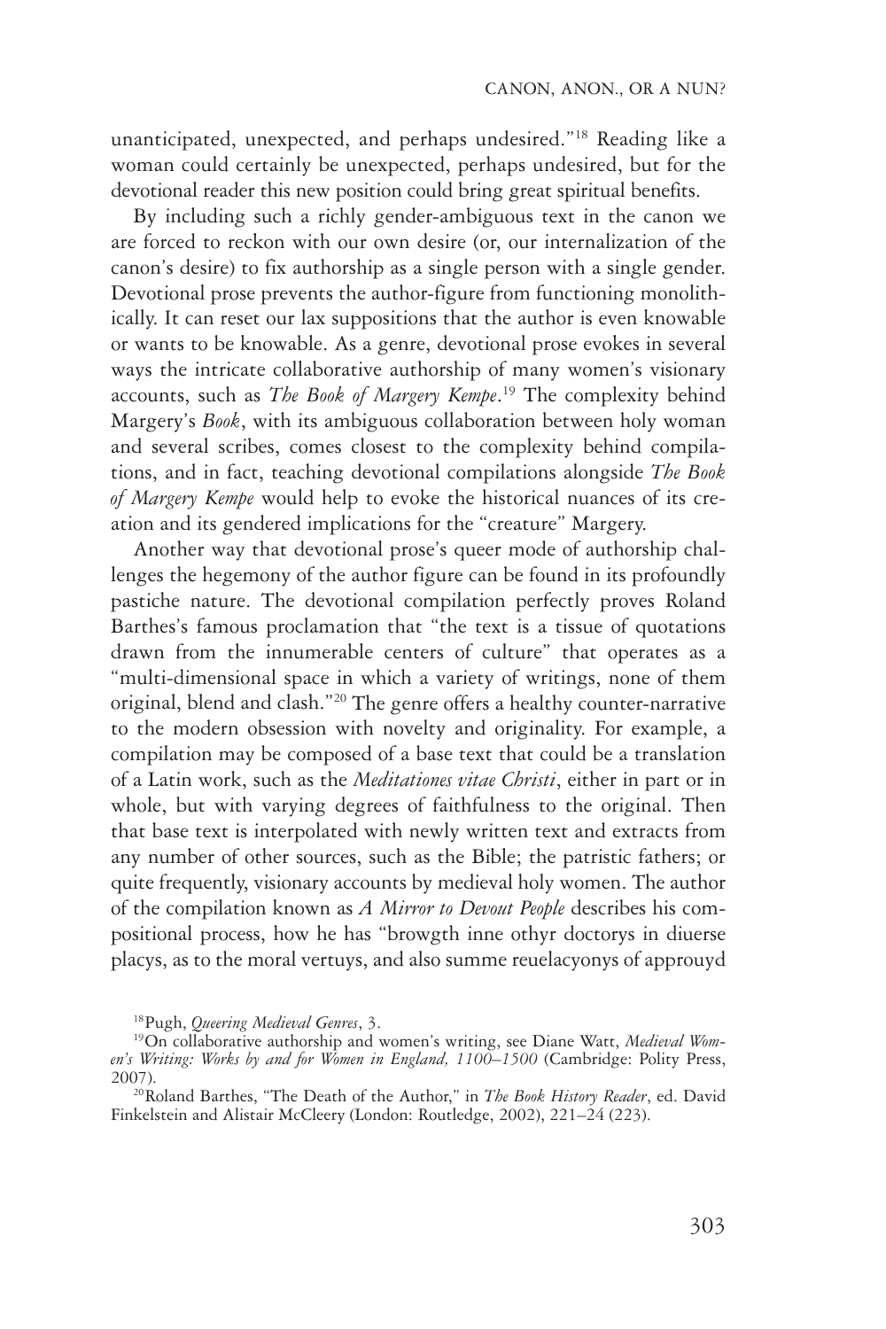unanticipated, unexpected, and perhaps undesired."[18] Reading like a woman could certainly be unexpected, perhaps undesired, but for the devotional reader this new position could bring great spiritual benefits.

By including such a richly gender-ambiguous text in the canon we are forced to reckon with our own desire (or, our internalization of the canon's desire) to fix authorship as a single person with a single gender. Devotional prose prevents the author-figure from functioning monolithically. It can reset our lax suppositions that the author is even knowable or wants to be knowable. As a genre, devotional prose evokes in several ways the intricate collaborative authorship of many women's visionary accounts, such as *The Book of Margery Kempe*.[19] The complexity behind Margery's *Book*, with its ambiguous collaboration between holy woman and several scribes, comes closest to the complexity behind compilations, and in fact, teaching devotional compilations alongside *The Book of Margery Kempe* would help to evoke the historical nuances of its creation and its gendered implications for the "creature" Margery.

Another way that devotional prose's queer mode of authorship challenges the hegemony of the author figure can be found in its profoundly pastiche nature. The devotional compilation perfectly proves Roland Barthes's famous proclamation that "the text is a tissue of quotations drawn from the innumerable centers of culture" that operates as a "multi-dimensional space in which a variety of writings, none of them original, blend and clash."[20] The genre offers a healthy counter-narrative to the modern obsession with novelty and originality. For example, a compilation may be composed of a base text that could be a translation of a Latin work, such as the *Meditationes vitae Christi*, either in part or in whole, but with varying degrees of faithfulness to the original. Then that base text is interpolated with newly written text and extracts from any number of other sources, such as the Bible; the patristic fathers; or quite frequently, visionary accounts by medieval holy women. The author of the compilation known as *A Mirror to Devout People* describes his compositional process, how he has "browgth inne othyr doctorys in diuerse placys, as to the moral vertuys, and also summe reuelacyonys of approuyd

[18] Pugh, *Queering Medieval Genres*, 3.

[19] On collaborative authorship and women's writing, see Diane Watt, *Medieval Women's Writing: Works by and for Women in England, 1100–1500* (Cambridge: Polity Press, 2007).

[20] Roland Barthes, "The Death of the Author," in *The Book History Reader*, ed. David Finkelstein and Alistair McCleery (London: Routledge, 2002), 221–24 (223).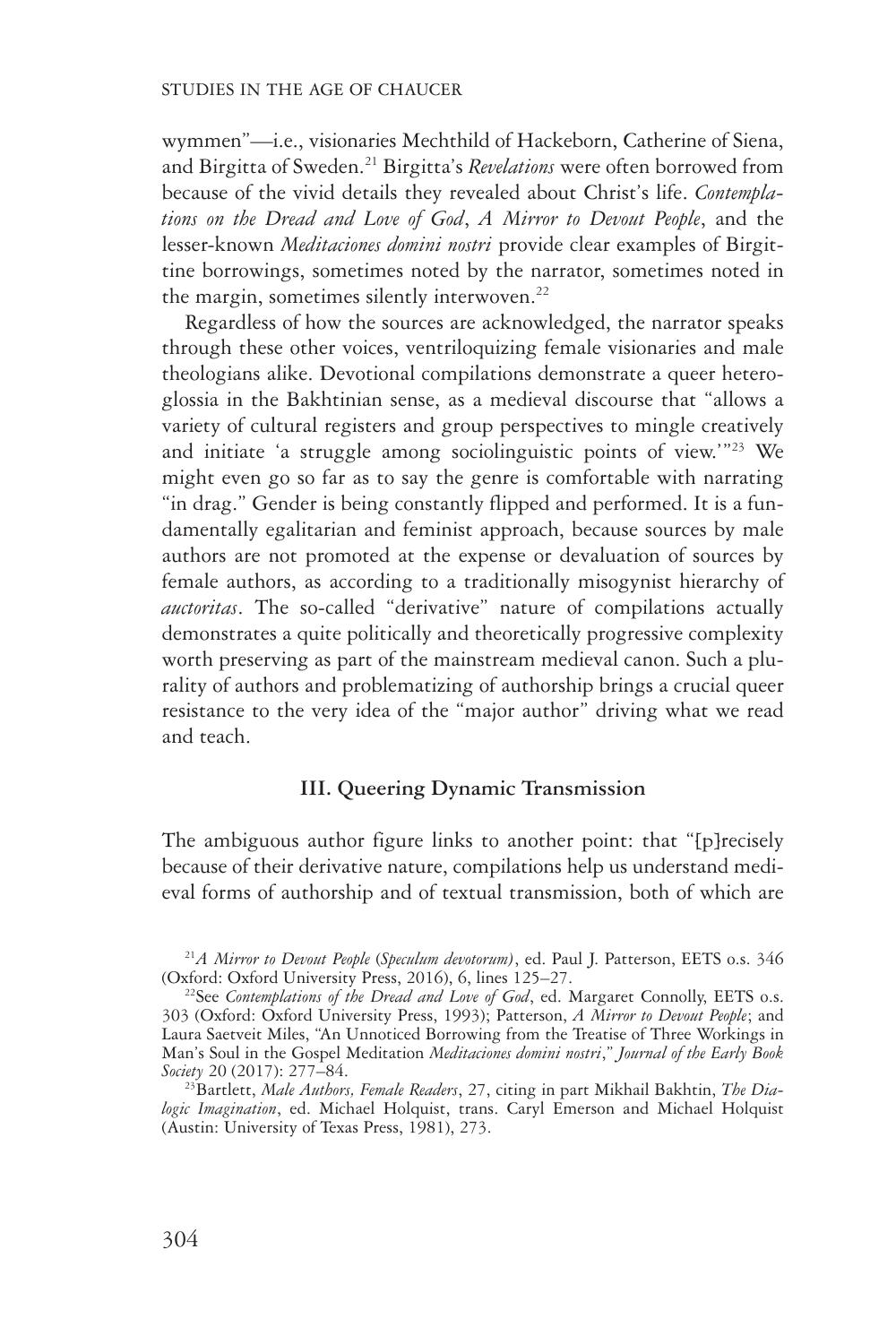wymmen"—i.e., visionaries Mechthild of Hackeborn, Catherine of Siena, and Birgitta of Sweden.[21] Birgitta's *Revelations* were often borrowed from because of the vivid details they revealed about Christ's life. *Contemplations on the Dread and Love of God*, *A Mirror to Devout People*, and the lesser-known *Meditaciones domini nostri* provide clear examples of Birgittine borrowings, sometimes noted by the narrator, sometimes noted in the margin, sometimes silently interwoven.[22]

Regardless of how the sources are acknowledged, the narrator speaks through these other voices, ventriloquizing female visionaries and male theologians alike. Devotional compilations demonstrate a queer heteroglossia in the Bakhtinian sense, as a medieval discourse that "allows a variety of cultural registers and group perspectives to mingle creatively and initiate 'a struggle among sociolinguistic points of view.'"[23] We might even go so far as to say the genre is comfortable with narrating "in drag." Gender is being constantly flipped and performed. It is a fundamentally egalitarian and feminist approach, because sources by male authors are not promoted at the expense or devaluation of sources by female authors, as according to a traditionally misogynist hierarchy of *auctoritas*. The so-called "derivative" nature of compilations actually demonstrates a quite politically and theoretically progressive complexity worth preserving as part of the mainstream medieval canon. Such a plurality of authors and problematizing of authorship brings a crucial queer resistance to the very idea of the "major author" driving what we read and teach.

### III. Queering Dynamic Transmission

The ambiguous author figure links to another point: that "[p]recisely because of their derivative nature, compilations help us understand medieval forms of authorship and of textual transmission, both of which are

---

[21] *A Mirror to Devout People* (*Speculum devotorum*), ed. Paul J. Patterson, EETS o.s. 346 (Oxford: Oxford University Press, 2016), 6, lines 125–27.

[22] See *Contemplations of the Dread and Love of God*, ed. Margaret Connolly, EETS o.s. 303 (Oxford: Oxford University Press, 1993); Patterson, *A Mirror to Devout People*; and Laura Saetveit Miles, "An Unnoticed Borrowing from the Treatise of Three Workings in Man's Soul in the Gospel Meditation *Meditaciones domini nostri*," *Journal of the Early Book Society* 20 (2017): 277–84.

[23] Bartlett, *Male Authors, Female Readers*, 27, citing in part Mikhail Bakhtin, *The Dialogic Imagination*, ed. Michael Holquist, trans. Caryl Emerson and Michael Holquist (Austin: University of Texas Press, 1981), 273.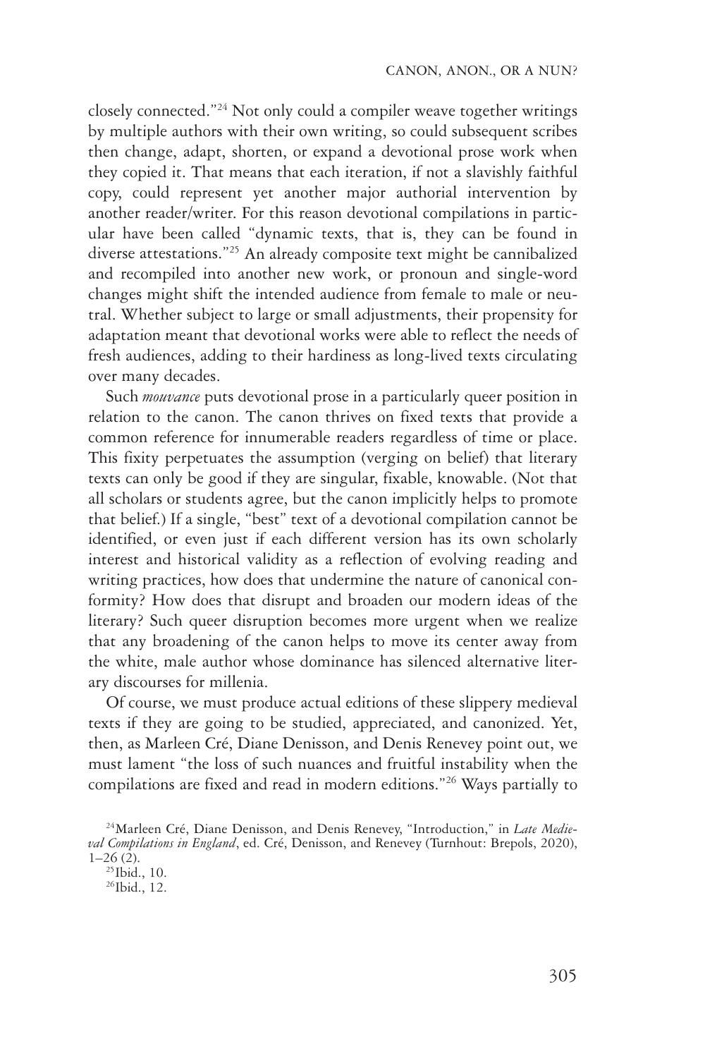closely connected."[24] Not only could a compiler weave together writings by multiple authors with their own writing, so could subsequent scribes then change, adapt, shorten, or expand a devotional prose work when they copied it. That means that each iteration, if not a slavishly faithful copy, could represent yet another major authorial intervention by another reader/writer. For this reason devotional compilations in particular have been called "dynamic texts, that is, they can be found in diverse attestations."[25] An already composite text might be cannibalized and recompiled into another new work, or pronoun and single-word changes might shift the intended audience from female to male or neutral. Whether subject to large or small adjustments, their propensity for adaptation meant that devotional works were able to reflect the needs of fresh audiences, adding to their hardiness as long-lived texts circulating over many decades.

Such *mouvance* puts devotional prose in a particularly queer position in relation to the canon. The canon thrives on fixed texts that provide a common reference for innumerable readers regardless of time or place. This fixity perpetuates the assumption (verging on belief) that literary texts can only be good if they are singular, fixable, knowable. (Not that all scholars or students agree, but the canon implicitly helps to promote that belief.) If a single, "best" text of a devotional compilation cannot be identified, or even just if each different version has its own scholarly interest and historical validity as a reflection of evolving reading and writing practices, how does that undermine the nature of canonical conformity? How does that disrupt and broaden our modern ideas of the literary? Such queer disruption becomes more urgent when we realize that any broadening of the canon helps to move its center away from the white, male author whose dominance has silenced alternative literary discourses for millenia.

Of course, we must produce actual editions of these slippery medieval texts if they are going to be studied, appreciated, and canonized. Yet, then, as Marleen Cré, Diane Denisson, and Denis Renevey point out, we must lament "the loss of such nuances and fruitful instability when the compilations are fixed and read in modern editions."[26] Ways partially to

---

[24] Marleen Cré, Diane Denisson, and Denis Renevey, "Introduction," in *Late Medieval Compilations in England*, ed. Cré, Denisson, and Renevey (Turnhout: Brepols, 2020), 1–26 (2).

[25] Ibid., 10.

[26] Ibid., 12.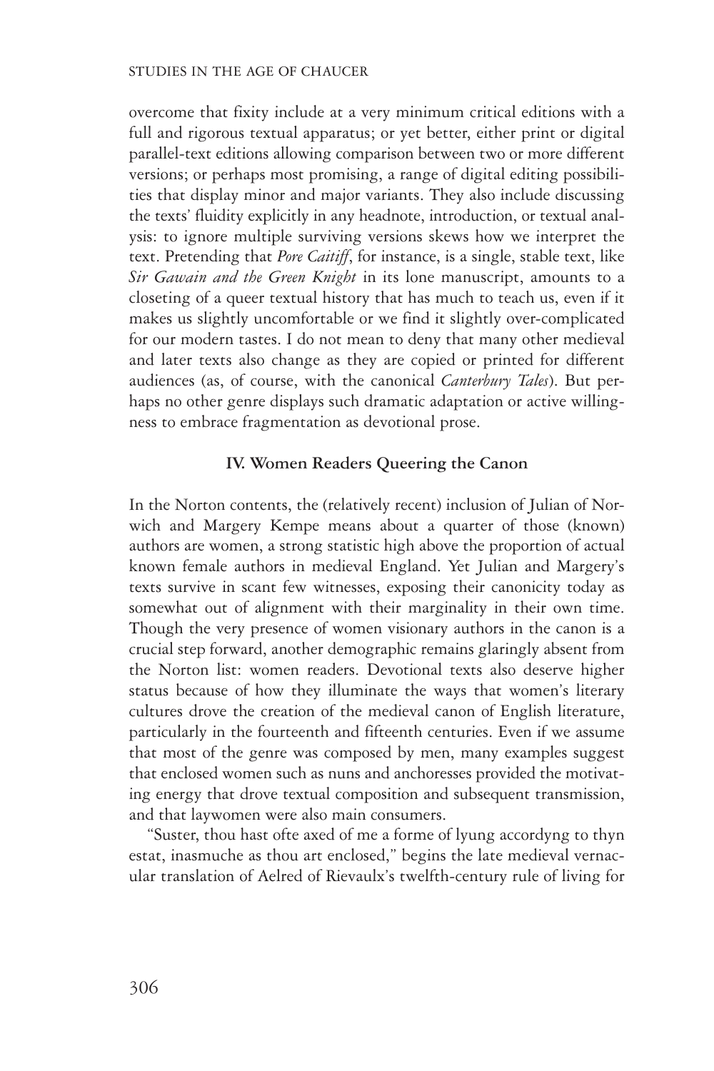overcome that fixity include at a very minimum critical editions with a full and rigorous textual apparatus; or yet better, either print or digital parallel-text editions allowing comparison between two or more different versions; or perhaps most promising, a range of digital editing possibilities that display minor and major variants. They also include discussing the texts' fluidity explicitly in any headnote, introduction, or textual analysis: to ignore multiple surviving versions skews how we interpret the text. Pretending that *Pore Caitiff*, for instance, is a single, stable text, like *Sir Gawain and the Green Knight* in its lone manuscript, amounts to a closeting of a queer textual history that has much to teach us, even if it makes us slightly uncomfortable or we find it slightly over-complicated for our modern tastes. I do not mean to deny that many other medieval and later texts also change as they are copied or printed for different audiences (as, of course, with the canonical *Canterbury Tales*). But perhaps no other genre displays such dramatic adaptation or active willingness to embrace fragmentation as devotional prose.

### IV. Women Readers Queering the Canon

In the Norton contents, the (relatively recent) inclusion of Julian of Norwich and Margery Kempe means about a quarter of those (known) authors are women, a strong statistic high above the proportion of actual known female authors in medieval England. Yet Julian and Margery's texts survive in scant few witnesses, exposing their canonicity today as somewhat out of alignment with their marginality in their own time. Though the very presence of women visionary authors in the canon is a crucial step forward, another demographic remains glaringly absent from the Norton list: women readers. Devotional texts also deserve higher status because of how they illuminate the ways that women's literary cultures drove the creation of the medieval canon of English literature, particularly in the fourteenth and fifteenth centuries. Even if we assume that most of the genre was composed by men, many examples suggest that enclosed women such as nuns and anchoresses provided the motivating energy that drove textual composition and subsequent transmission, and that laywomen were also main consumers.

"Suster, thou hast ofte axed of me a forme of lyung accordyng to thyn estat, inasmuche as thou art enclosed," begins the late medieval vernacular translation of Aelred of Rievaulx's twelfth-century rule of living for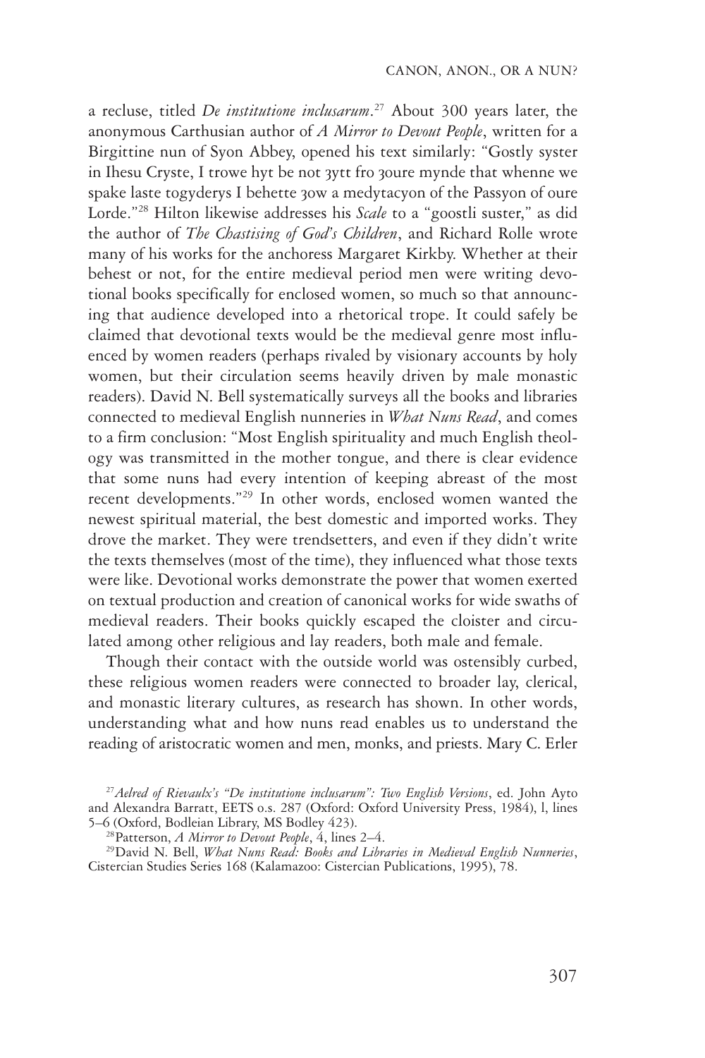a recluse, titled *De institutione inclusarum*.[27] About 300 years later, the anonymous Carthusian author of *A Mirror to Devout People*, written for a Birgittine nun of Syon Abbey, opened his text similarly: "Gostly syster in Ihesu Cryste, I trowe hyt be not ȝytt fro ȝoure mynde that whenne we spake laste togyderys I behette ȝow a medytacyon of the Passyon of oure Lorde."[28] Hilton likewise addresses his *Scale* to a "goostli suster," as did the author of *The Chastising of God's Children*, and Richard Rolle wrote many of his works for the anchoress Margaret Kirkby. Whether at their behest or not, for the entire medieval period men were writing devotional books specifically for enclosed women, so much so that announcing that audience developed into a rhetorical trope. It could safely be claimed that devotional texts would be the medieval genre most influenced by women readers (perhaps rivaled by visionary accounts by holy women, but their circulation seems heavily driven by male monastic readers). David N. Bell systematically surveys all the books and libraries connected to medieval English nunneries in *What Nuns Read*, and comes to a firm conclusion: "Most English spirituality and much English theology was transmitted in the mother tongue, and there is clear evidence that some nuns had every intention of keeping abreast of the most recent developments."[29] In other words, enclosed women wanted the newest spiritual material, the best domestic and imported works. They drove the market. They were trendsetters, and even if they didn't write the texts themselves (most of the time), they influenced what those texts were like. Devotional works demonstrate the power that women exerted on textual production and creation of canonical works for wide swaths of medieval readers. Their books quickly escaped the cloister and circulated among other religious and lay readers, both male and female.

Though their contact with the outside world was ostensibly curbed, these religious women readers were connected to broader lay, clerical, and monastic literary cultures, as research has shown. In other words, understanding what and how nuns read enables us to understand the reading of aristocratic women and men, monks, and priests. Mary C. Erler

[27] *Aelred of Rievaulx's "De institutione inclusarum": Two English Versions*, ed. John Ayto and Alexandra Barratt, EETS o.s. 287 (Oxford: Oxford University Press, 1984), l, lines 5–6 (Oxford, Bodleian Library, MS Bodley 423).

[28] Patterson, *A Mirror to Devout People*, 4, lines 2–4.

[29] David N. Bell, *What Nuns Read: Books and Libraries in Medieval English Nunneries*, Cistercian Studies Series 168 (Kalamazoo: Cistercian Publications, 1995), 78.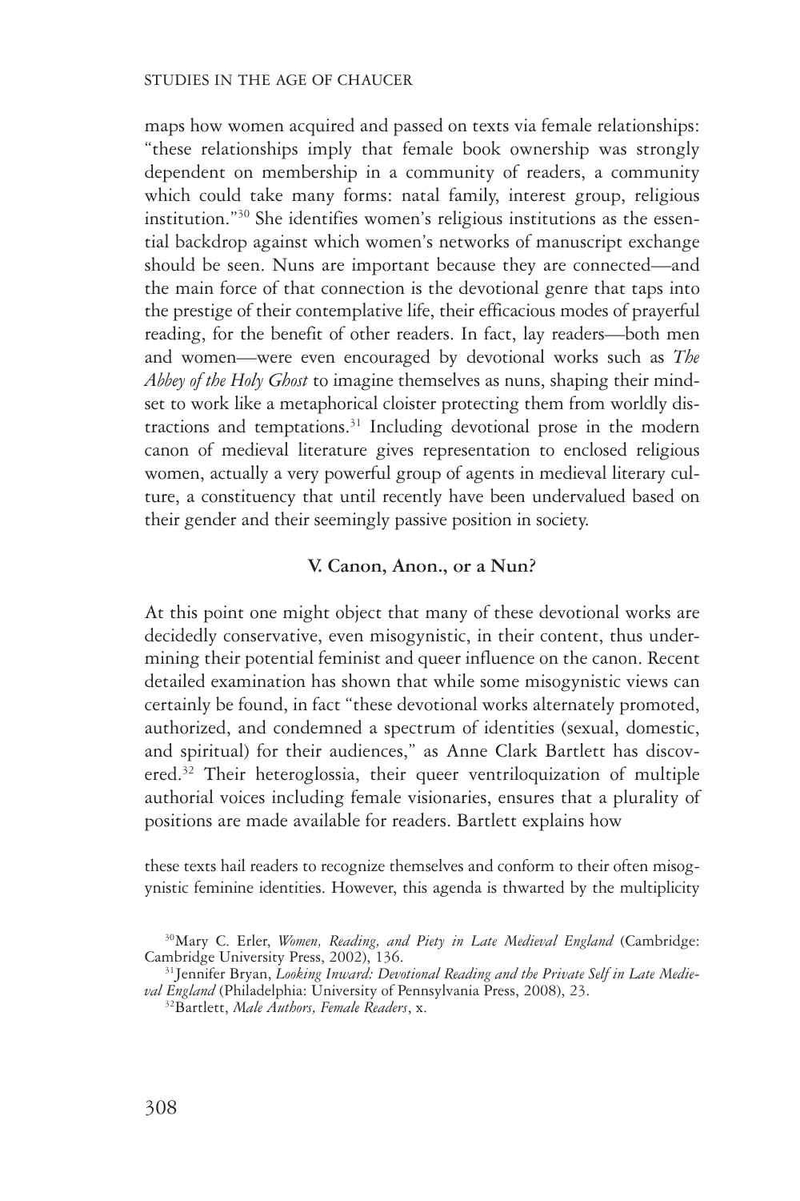maps how women acquired and passed on texts via female relationships: "these relationships imply that female book ownership was strongly dependent on membership in a community of readers, a community which could take many forms: natal family, interest group, religious institution."[30] She identifies women's religious institutions as the essential backdrop against which women's networks of manuscript exchange should be seen. Nuns are important because they are connected—and the main force of that connection is the devotional genre that taps into the prestige of their contemplative life, their efficacious modes of prayerful reading, for the benefit of other readers. In fact, lay readers—both men and women—were even encouraged by devotional works such as *The Abbey of the Holy Ghost* to imagine themselves as nuns, shaping their mindset to work like a metaphorical cloister protecting them from worldly distractions and temptations.[31] Including devotional prose in the modern canon of medieval literature gives representation to enclosed religious women, actually a very powerful group of agents in medieval literary culture, a constituency that until recently have been undervalued based on their gender and their seemingly passive position in society.

## V. Canon, Anon., or a Nun?

At this point one might object that many of these devotional works are decidedly conservative, even misogynistic, in their content, thus undermining their potential feminist and queer influence on the canon. Recent detailed examination has shown that while some misogynistic views can certainly be found, in fact "these devotional works alternately promoted, authorized, and condemned a spectrum of identities (sexual, domestic, and spiritual) for their audiences," as Anne Clark Bartlett has discovered.[32] Their heteroglossia, their queer ventriloquization of multiple authorial voices including female visionaries, ensures that a plurality of positions are made available for readers. Bartlett explains how

> these texts hail readers to recognize themselves and conform to their often misogynistic feminine identities. However, this agenda is thwarted by the multiplicity

[30] Mary C. Erler, *Women, Reading, and Piety in Late Medieval England* (Cambridge: Cambridge University Press, 2002), 136.

[31] Jennifer Bryan, *Looking Inward: Devotional Reading and the Private Self in Late Medieval England* (Philadelphia: University of Pennsylvania Press, 2008), 23.

[32] Bartlett, *Male Authors, Female Readers*, x.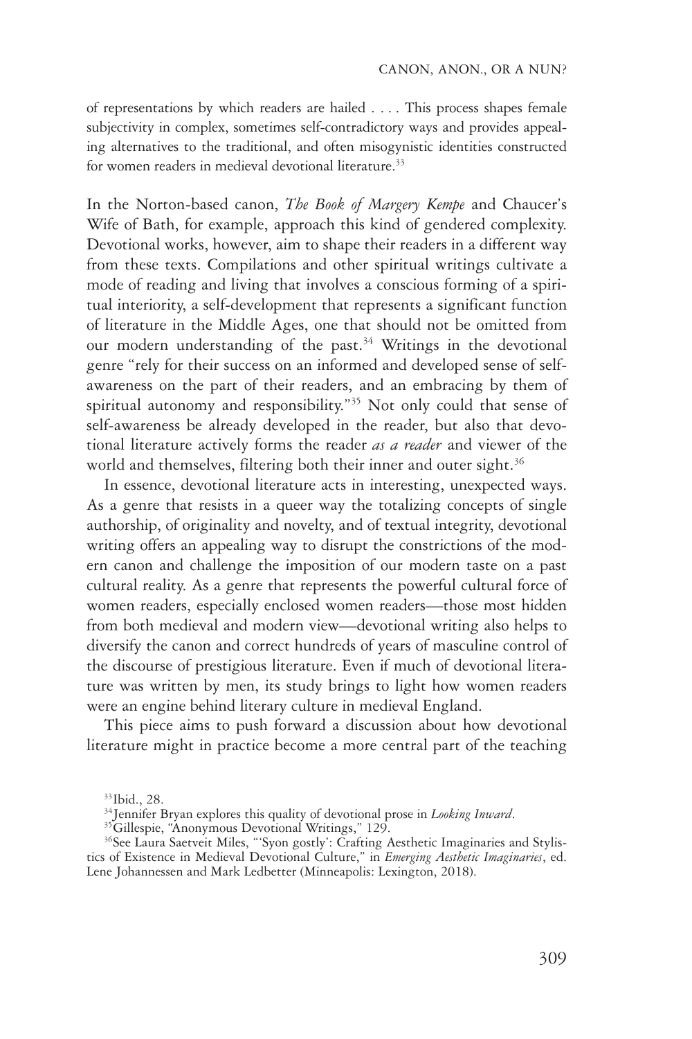of representations by which readers are hailed . . . . This process shapes female subjectivity in complex, sometimes self-contradictory ways and provides appealing alternatives to the traditional, and often misogynistic identities constructed for women readers in medieval devotional literature.[33]

In the Norton-based canon, *The Book of Margery Kempe* and Chaucer's Wife of Bath, for example, approach this kind of gendered complexity. Devotional works, however, aim to shape their readers in a different way from these texts. Compilations and other spiritual writings cultivate a mode of reading and living that involves a conscious forming of a spiritual interiority, a self-development that represents a significant function of literature in the Middle Ages, one that should not be omitted from our modern understanding of the past.[34] Writings in the devotional genre "rely for their success on an informed and developed sense of self-awareness on the part of their readers, and an embracing by them of spiritual autonomy and responsibility."[35] Not only could that sense of self-awareness be already developed in the reader, but also that devotional literature actively forms the reader *as a reader* and viewer of the world and themselves, filtering both their inner and outer sight.[36]

In essence, devotional literature acts in interesting, unexpected ways. As a genre that resists in a queer way the totalizing concepts of single authorship, of originality and novelty, and of textual integrity, devotional writing offers an appealing way to disrupt the constrictions of the modern canon and challenge the imposition of our modern taste on a past cultural reality. As a genre that represents the powerful cultural force of women readers, especially enclosed women readers—those most hidden from both medieval and modern view—devotional writing also helps to diversify the canon and correct hundreds of years of masculine control of the discourse of prestigious literature. Even if much of devotional literature was written by men, its study brings to light how women readers were an engine behind literary culture in medieval England.

This piece aims to push forward a discussion about how devotional literature might in practice become a more central part of the teaching

[33] Ibid., 28.

[34] Jennifer Bryan explores this quality of devotional prose in *Looking Inward*.

[35] Gillespie, "Anonymous Devotional Writings," 129.

[36] See Laura Saetveit Miles, "'Syon gostly': Crafting Aesthetic Imaginaries and Stylistics of Existence in Medieval Devotional Culture," in *Emerging Aesthetic Imaginaries*, ed. Lene Johannessen and Mark Ledbetter (Minneapolis: Lexington, 2018).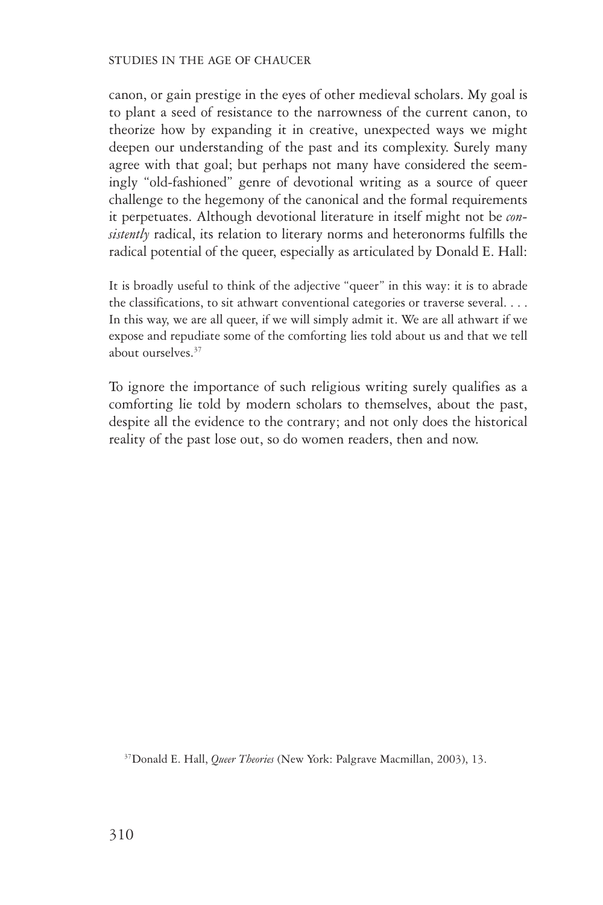canon, or gain prestige in the eyes of other medieval scholars. My goal is to plant a seed of resistance to the narrowness of the current canon, to theorize how by expanding it in creative, unexpected ways we might deepen our understanding of the past and its complexity. Surely many agree with that goal; but perhaps not many have considered the seemingly "old-fashioned" genre of devotional writing as a source of queer challenge to the hegemony of the canonical and the formal requirements it perpetuates. Although devotional literature in itself might not be *consistently* radical, its relation to literary norms and heteronorms fulfills the radical potential of the queer, especially as articulated by Donald E. Hall:

> It is broadly useful to think of the adjective "queer" in this way: it is to abrade the classifications, to sit athwart conventional categories or traverse several. . . . In this way, we are all queer, if we will simply admit it. We are all athwart if we expose and repudiate some of the comforting lies told about us and that we tell about ourselves.[37]

To ignore the importance of such religious writing surely qualifies as a comforting lie told by modern scholars to themselves, about the past, despite all the evidence to the contrary; and not only does the historical reality of the past lose out, so do women readers, then and now.

[37] Donald E. Hall, *Queer Theories* (New York: Palgrave Macmillan, 2003), 13.